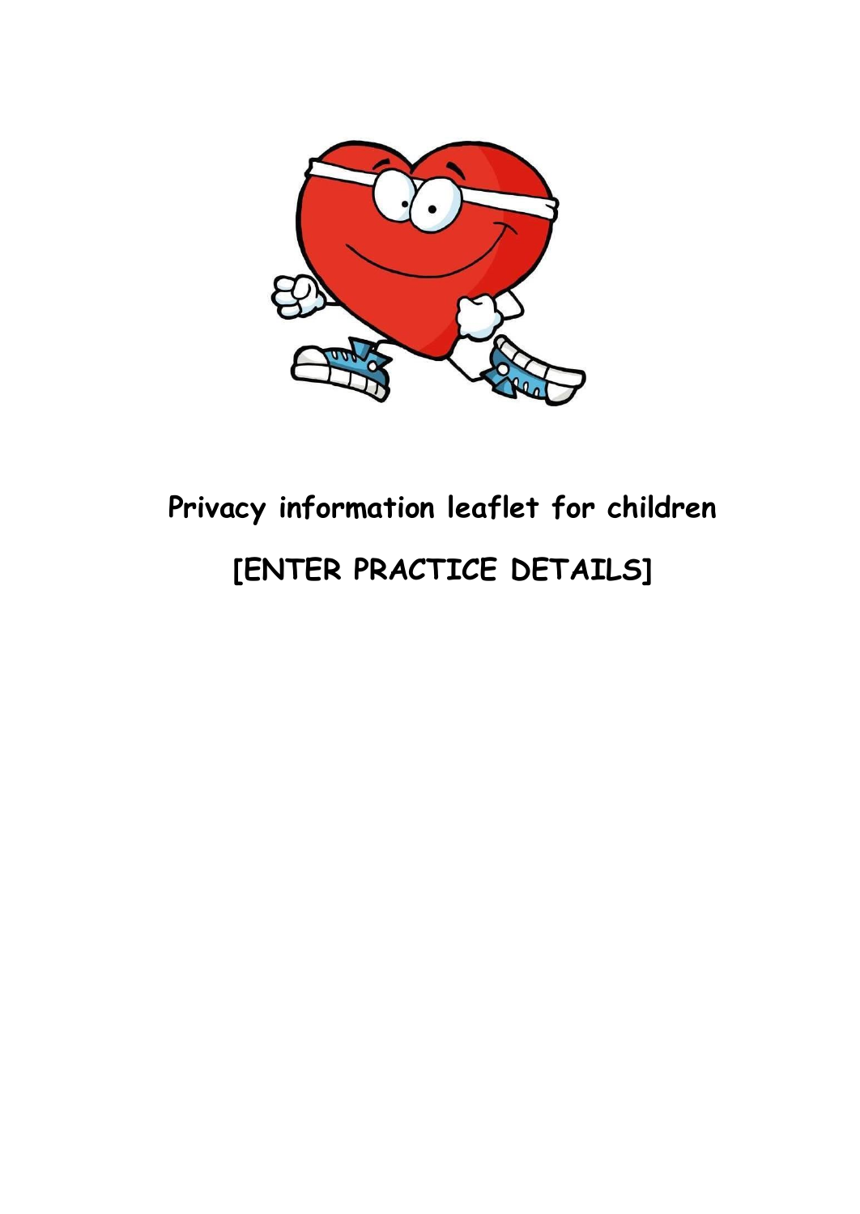# Privacy information leaflet for children

# [ENTER PRACTICE DETAILS]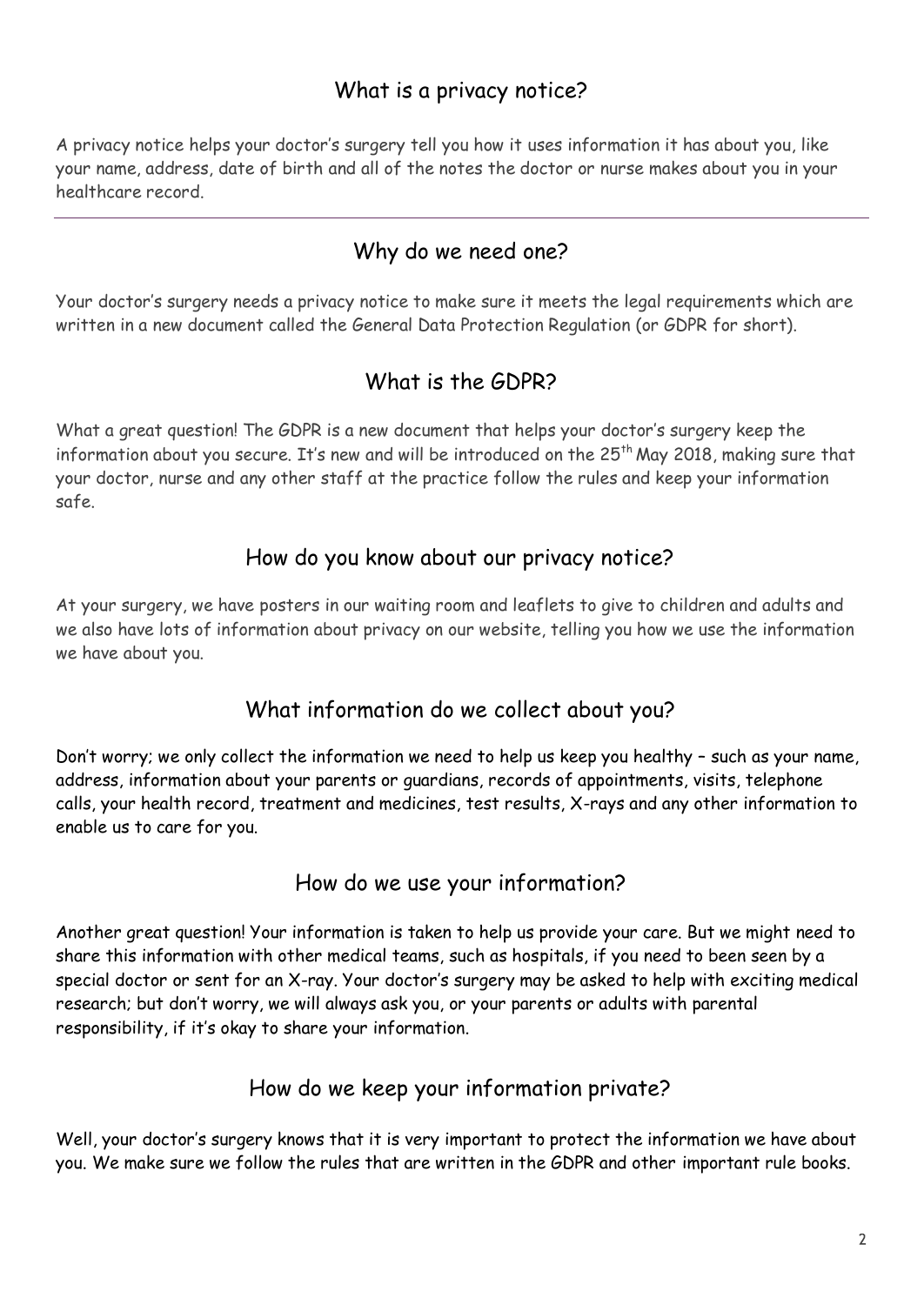## What is a privacy notice?

A privacy notice helps your doctor's surgery tell you how it uses information it has about you, like your name, address, date of birth and all of the notes the doctor or nurse makes about you in your healthcare record.

---

## Why do we need one?

Your doctor's surgery needs a privacy notice to make sure it meets the legal requirements which are written in a new document called the General Data Protection Regulation (or GDPR for short).

## What is the GDPR?

What a great question! The GDPR is a new document that helps your doctor's surgery keep the information about you secure. It's new and will be introduced on the 25th May 2018, making sure that your doctor, nurse and any other staff at the practice follow the rules and keep your information safe.

## How do you know about our privacy notice?

At your surgery, we have posters in our waiting room and leaflets to give to children and adults and we also have lots of information about privacy on our website, telling you how we use the information we have about you.

## What information do we collect about you?

Don't worry; we only collect the information we need to help us keep you healthy – such as your name, address, information about your parents or guardians, records of appointments, visits, telephone calls, your health record, treatment and medicines, test results, X-rays and any other information to enable us to care for you.

## How do we use your information?

Another great question! Your information is taken to help us provide your care. But we might need to share this information with other medical teams, such as hospitals, if you need to been seen by a special doctor or sent for an X-ray. Your doctor's surgery may be asked to help with exciting medical research; but don't worry, we will always ask you, or your parents or adults with parental responsibility, if it's okay to share your information.

## How do we keep your information private?

Well, your doctor's surgery knows that it is very important to protect the information we have about you. We make sure we follow the rules that are written in the GDPR and other important rule books.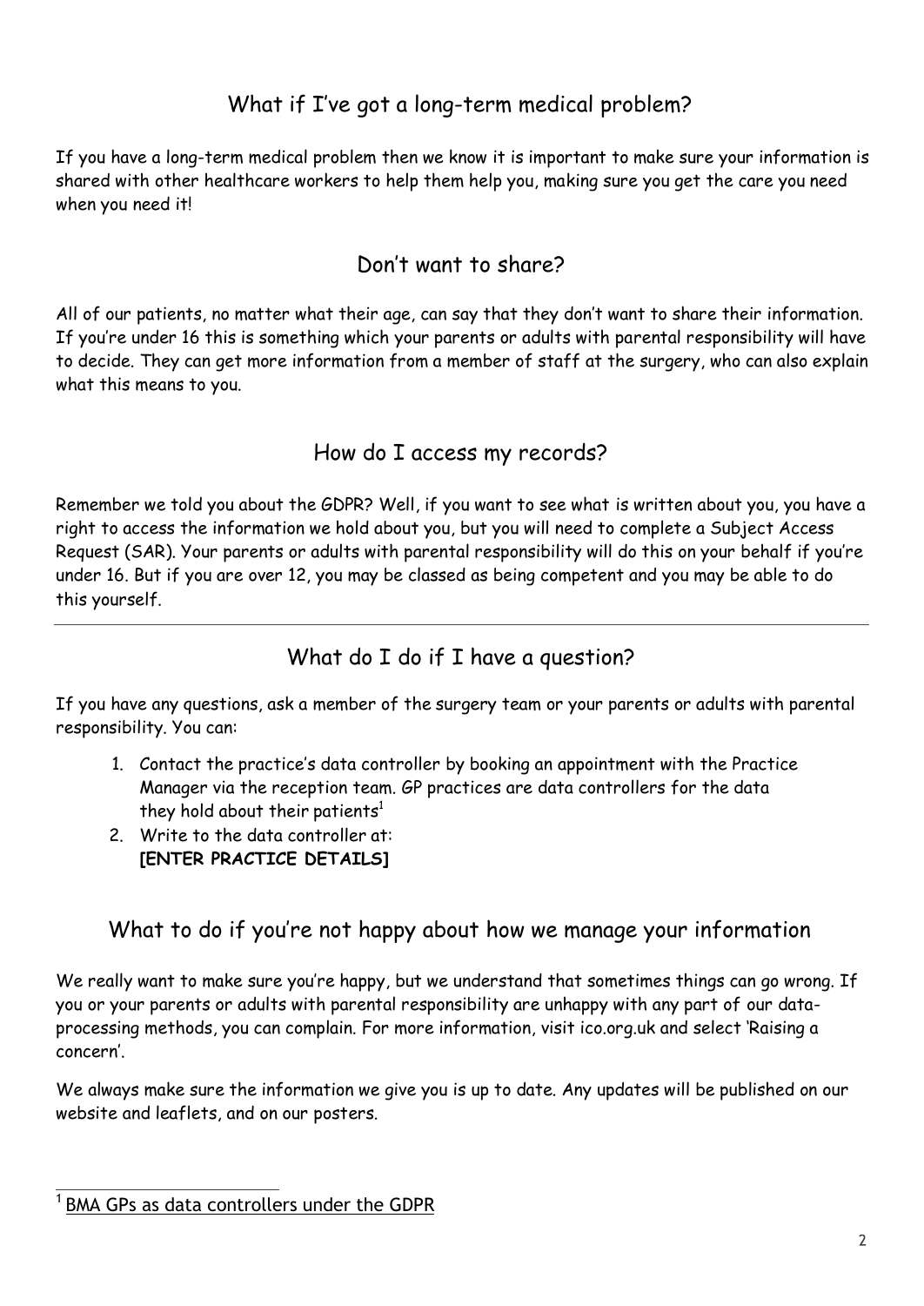## What if I've got a long-term medical problem?

If you have a long-term medical problem then we know it is important to make sure your information is shared with other healthcare workers to help them help you, making sure you get the care you need when you need it!

## Don't want to share?

All of our patients, no matter what their age, can say that they don't want to share their information. If you're under 16 this is something which your parents or adults with parental responsibility will have to decide. They can get more information from a member of staff at the surgery, who can also explain what this means to you.

## How do I access my records?

Remember we told you about the GDPR? Well, if you want to see what is written about you, you have a right to access the information we hold about you, but you will need to complete a Subject Access Request (SAR). Your parents or adults with parental responsibility will do this on your behalf if you're under 16. But if you are over 12, you may be classed as being competent and you may be able to do this yourself.

---

## What do I do if I have a question?

If you have any questions, ask a member of the surgery team or your parents or adults with parental responsibility. You can:

1. Contact the practice's data controller by booking an appointment with the Practice Manager via the reception team. GP practices are data controllers for the data they hold about their patients[1]
2. Write to the data controller at:
   **[ENTER PRACTICE DETAILS]**

## What to do if you're not happy about how we manage your information

We really want to make sure you're happy, but we understand that sometimes things can go wrong. If you or your parents or adults with parental responsibility are unhappy with any part of our data-processing methods, you can complain. For more information, visit ico.org.uk and select 'Raising a concern'.

We always make sure the information we give you is up to date. Any updates will be published on our website and leaflets, and on our posters.

---

[1] BMA GPs as data controllers under the GDPR